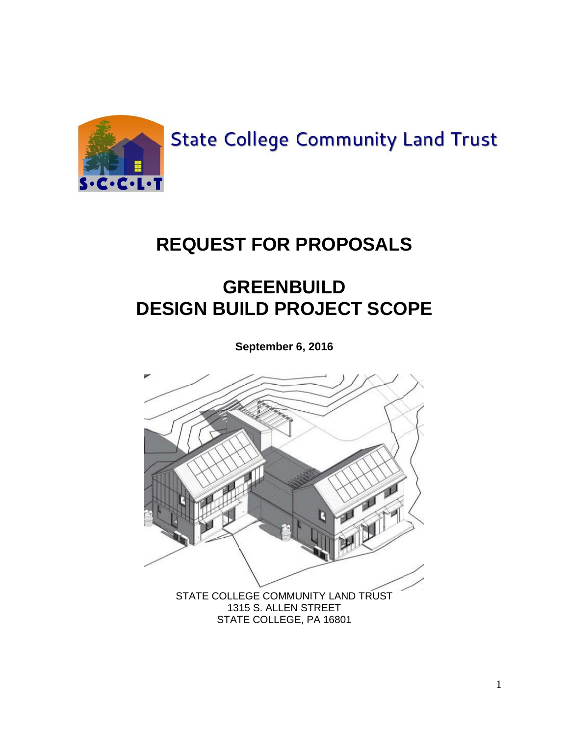State College Community Land Trust

# REQUEST FOR PROPOSALS

# GREENBUILD
# DESIGN BUILD PROJECT SCOPE

**September 6, 2016**

STATE COLLEGE COMMUNITY LAND TRUST
1315 S. ALLEN STREET
STATE COLLEGE, PA 16801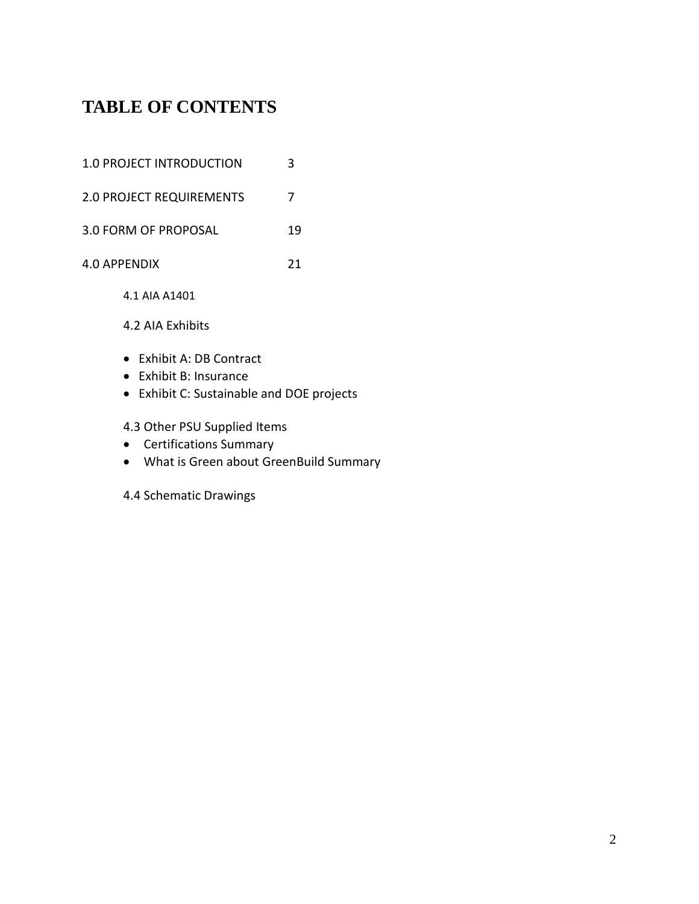# TABLE OF CONTENTS

| | |
|---|---|
| 1.0 PROJECT INTRODUCTION | 3 |
| 2.0 PROJECT REQUIREMENTS | 7 |
| 3.0 FORM OF PROPOSAL | 19 |
| 4.0 APPENDIX | 21 |

4.1 AIA A1401

4.2 AIA Exhibits

- Exhibit A: DB Contract
- Exhibit B: Insurance
- Exhibit C: Sustainable and DOE projects

4.3 Other PSU Supplied Items

- Certifications Summary
- What is Green about GreenBuild Summary

4.4 Schematic Drawings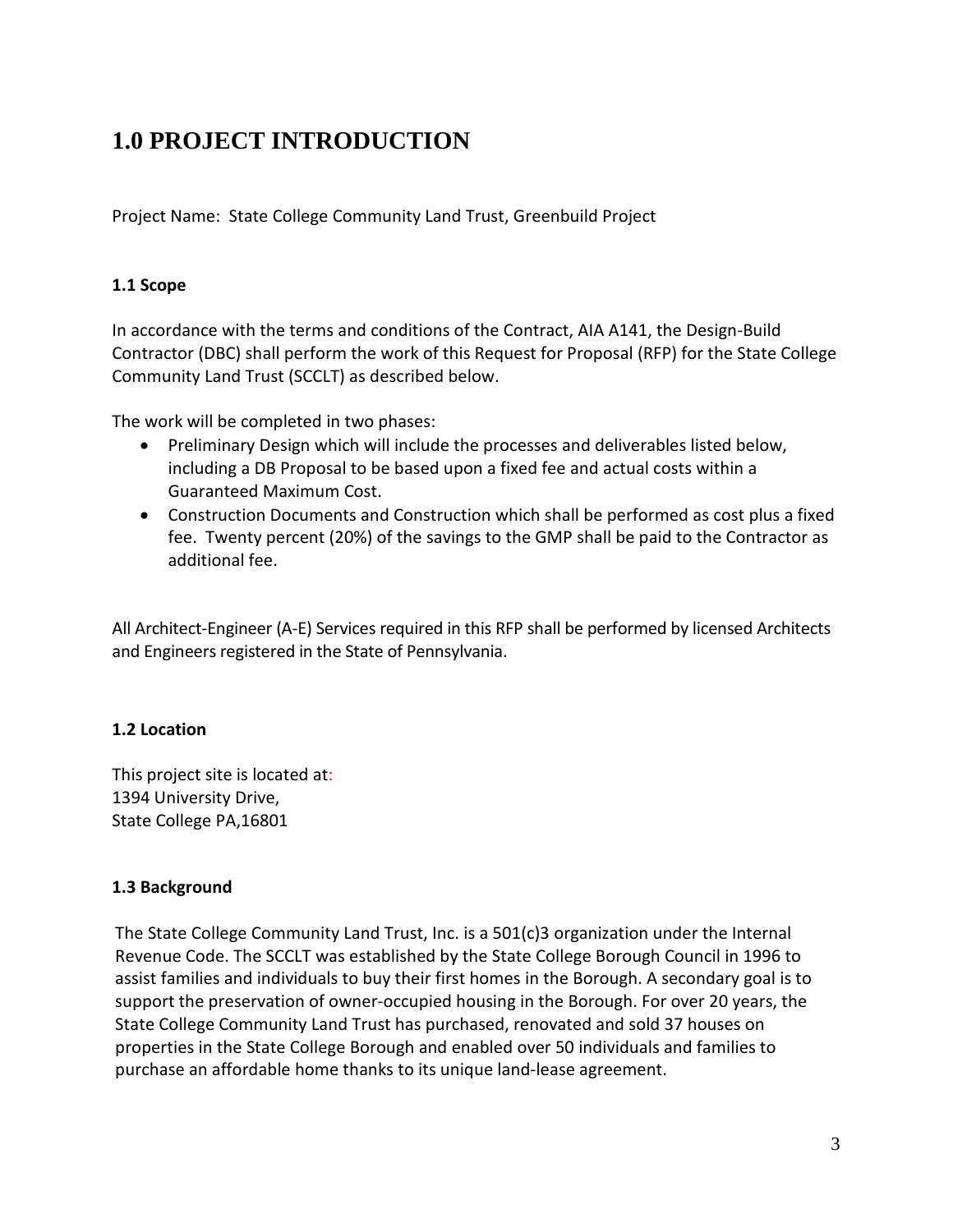# 1.0 PROJECT INTRODUCTION

Project Name: State College Community Land Trust, Greenbuild Project

### 1.1 Scope

In accordance with the terms and conditions of the Contract, AIA A141, the Design-Build Contractor (DBC) shall perform the work of this Request for Proposal (RFP) for the State College Community Land Trust (SCCLT) as described below.

The work will be completed in two phases:

- Preliminary Design which will include the processes and deliverables listed below, including a DB Proposal to be based upon a fixed fee and actual costs within a Guaranteed Maximum Cost.
- Construction Documents and Construction which shall be performed as cost plus a fixed fee. Twenty percent (20%) of the savings to the GMP shall be paid to the Contractor as additional fee.

All Architect-Engineer (A-E) Services required in this RFP shall be performed by licensed Architects and Engineers registered in the State of Pennsylvania.

### 1.2 Location

This project site is located at:
1394 University Drive,
State College PA,16801

### 1.3 Background

The State College Community Land Trust, Inc. is a 501(c)3 organization under the Internal Revenue Code. The SCCLT was established by the State College Borough Council in 1996 to assist families and individuals to buy their first homes in the Borough. A secondary goal is to support the preservation of owner-occupied housing in the Borough. For over 20 years, the State College Community Land Trust has purchased, renovated and sold 37 houses on properties in the State College Borough and enabled over 50 individuals and families to purchase an affordable home thanks to its unique land-lease agreement.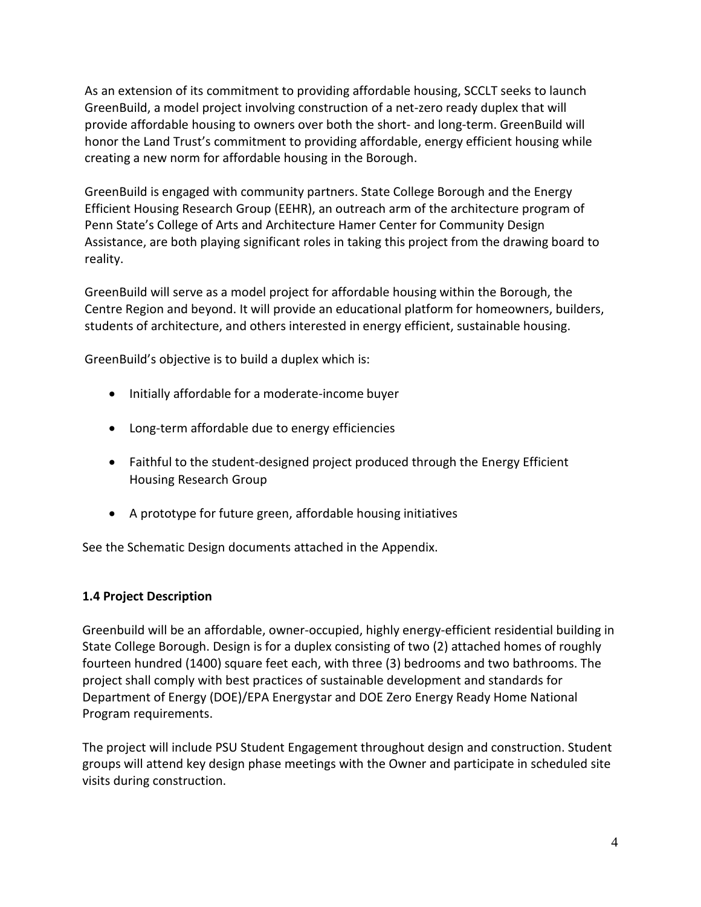As an extension of its commitment to providing affordable housing, SCCLT seeks to launch GreenBuild, a model project involving construction of a net-zero ready duplex that will provide affordable housing to owners over both the short- and long-term. GreenBuild will honor the Land Trust's commitment to providing affordable, energy efficient housing while creating a new norm for affordable housing in the Borough.

GreenBuild is engaged with community partners. State College Borough and the Energy Efficient Housing Research Group (EEHR), an outreach arm of the architecture program of Penn State's College of Arts and Architecture Hamer Center for Community Design Assistance, are both playing significant roles in taking this project from the drawing board to reality.

GreenBuild will serve as a model project for affordable housing within the Borough, the Centre Region and beyond. It will provide an educational platform for homeowners, builders, students of architecture, and others interested in energy efficient, sustainable housing.

GreenBuild's objective is to build a duplex which is:

- Initially affordable for a moderate-income buyer
- Long-term affordable due to energy efficiencies
- Faithful to the student-designed project produced through the Energy Efficient Housing Research Group
- A prototype for future green, affordable housing initiatives

See the Schematic Design documents attached in the Appendix.

### 1.4 Project Description

Greenbuild will be an affordable, owner-occupied, highly energy-efficient residential building in State College Borough. Design is for a duplex consisting of two (2) attached homes of roughly fourteen hundred (1400) square feet each, with three (3) bedrooms and two bathrooms. The project shall comply with best practices of sustainable development and standards for Department of Energy (DOE)/EPA Energystar and DOE Zero Energy Ready Home National Program requirements.

The project will include PSU Student Engagement throughout design and construction. Student groups will attend key design phase meetings with the Owner and participate in scheduled site visits during construction.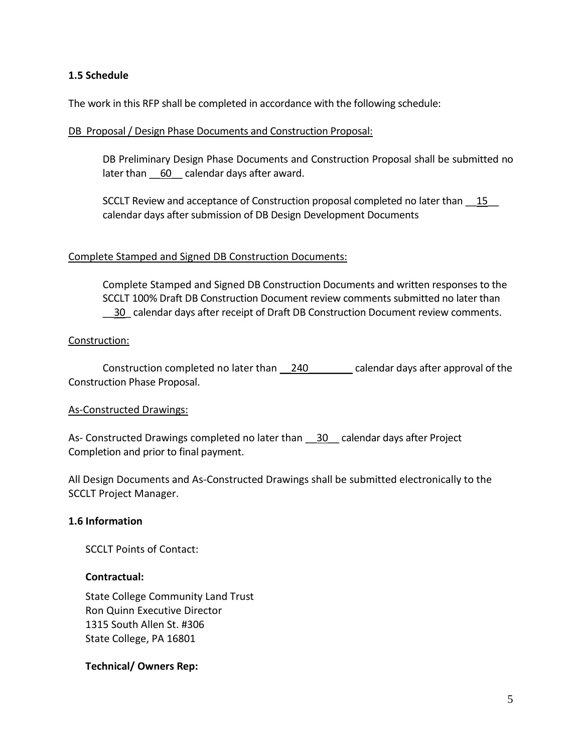### 1.5 Schedule

The work in this RFP shall be completed in accordance with the following schedule:

DB Proposal / Design Phase Documents and Construction Proposal:

DB Preliminary Design Phase Documents and Construction Proposal shall be submitted no later than __60__ calendar days after award.

SCCLT Review and acceptance of Construction proposal completed no later than __15__ calendar days after submission of DB Design Development Documents

Complete Stamped and Signed DB Construction Documents:

Complete Stamped and Signed DB Construction Documents and written responses to the SCCLT 100% Draft DB Construction Document review comments submitted no later than __30_ calendar days after receipt of Draft DB Construction Document review comments.

Construction:

Construction completed no later than __240________ calendar days after approval of the Construction Phase Proposal.

As-Constructed Drawings:

As- Constructed Drawings completed no later than __30__ calendar days after Project Completion and prior to final payment.

All Design Documents and As-Constructed Drawings shall be submitted electronically to the SCCLT Project Manager.

### 1.6 Information

SCCLT Points of Contact:

**Contractual:**

State College Community Land Trust
Ron Quinn Executive Director
1315 South Allen St. #306
State College, PA 16801

**Technical/ Owners Rep:**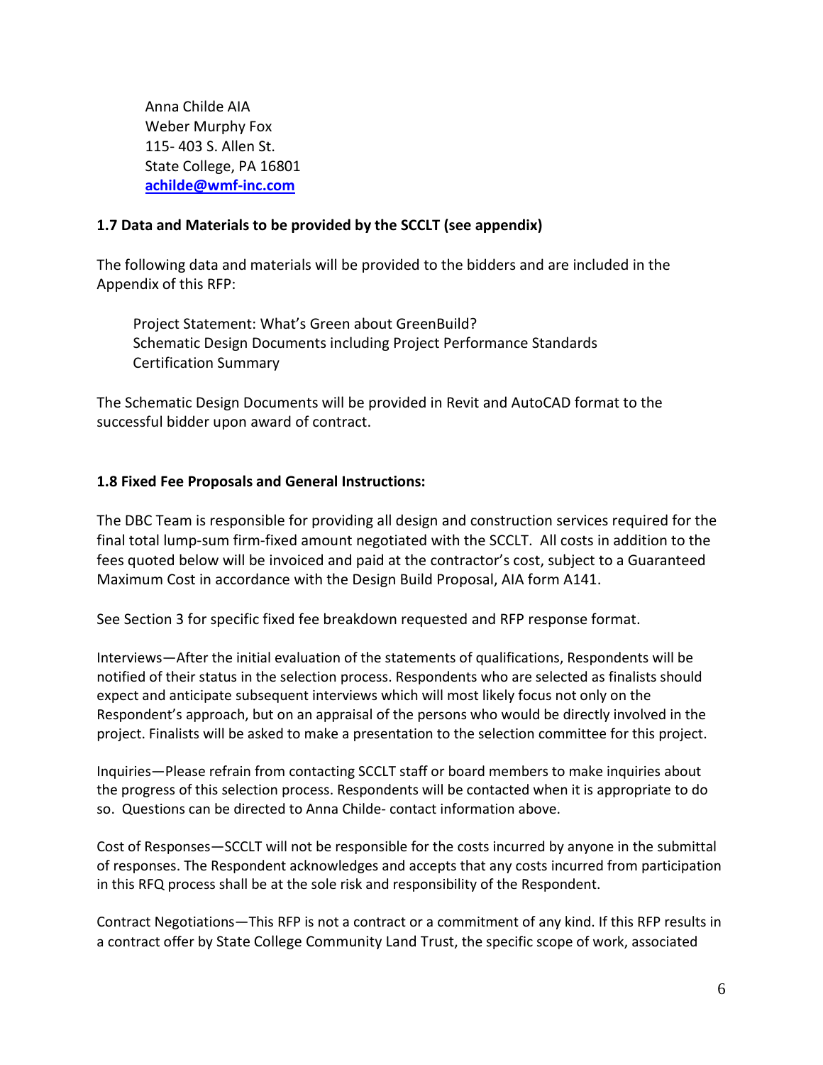Anna Childe AIA
Weber Murphy Fox
115- 403 S. Allen St.
State College, PA 16801
**[achilde@wmf-inc.com](mailto:achilde@wmf-inc.com)**

### 1.7 Data and Materials to be provided by the SCCLT (see appendix)

The following data and materials will be provided to the bidders and are included in the Appendix of this RFP:

Project Statement: What's Green about GreenBuild?
Schematic Design Documents including Project Performance Standards
Certification Summary

The Schematic Design Documents will be provided in Revit and AutoCAD format to the successful bidder upon award of contract.

### 1.8 Fixed Fee Proposals and General Instructions:

The DBC Team is responsible for providing all design and construction services required for the final total lump-sum firm-fixed amount negotiated with the SCCLT. All costs in addition to the fees quoted below will be invoiced and paid at the contractor's cost, subject to a Guaranteed Maximum Cost in accordance with the Design Build Proposal, AIA form A141.

See Section 3 for specific fixed fee breakdown requested and RFP response format.

Interviews—After the initial evaluation of the statements of qualifications, Respondents will be notified of their status in the selection process. Respondents who are selected as finalists should expect and anticipate subsequent interviews which will most likely focus not only on the Respondent's approach, but on an appraisal of the persons who would be directly involved in the project. Finalists will be asked to make a presentation to the selection committee for this project.

Inquiries—Please refrain from contacting SCCLT staff or board members to make inquiries about the progress of this selection process. Respondents will be contacted when it is appropriate to do so. Questions can be directed to Anna Childe- contact information above.

Cost of Responses—SCCLT will not be responsible for the costs incurred by anyone in the submittal of responses. The Respondent acknowledges and accepts that any costs incurred from participation in this RFQ process shall be at the sole risk and responsibility of the Respondent.

Contract Negotiations—This RFP is not a contract or a commitment of any kind. If this RFP results in a contract offer by State College Community Land Trust, the specific scope of work, associated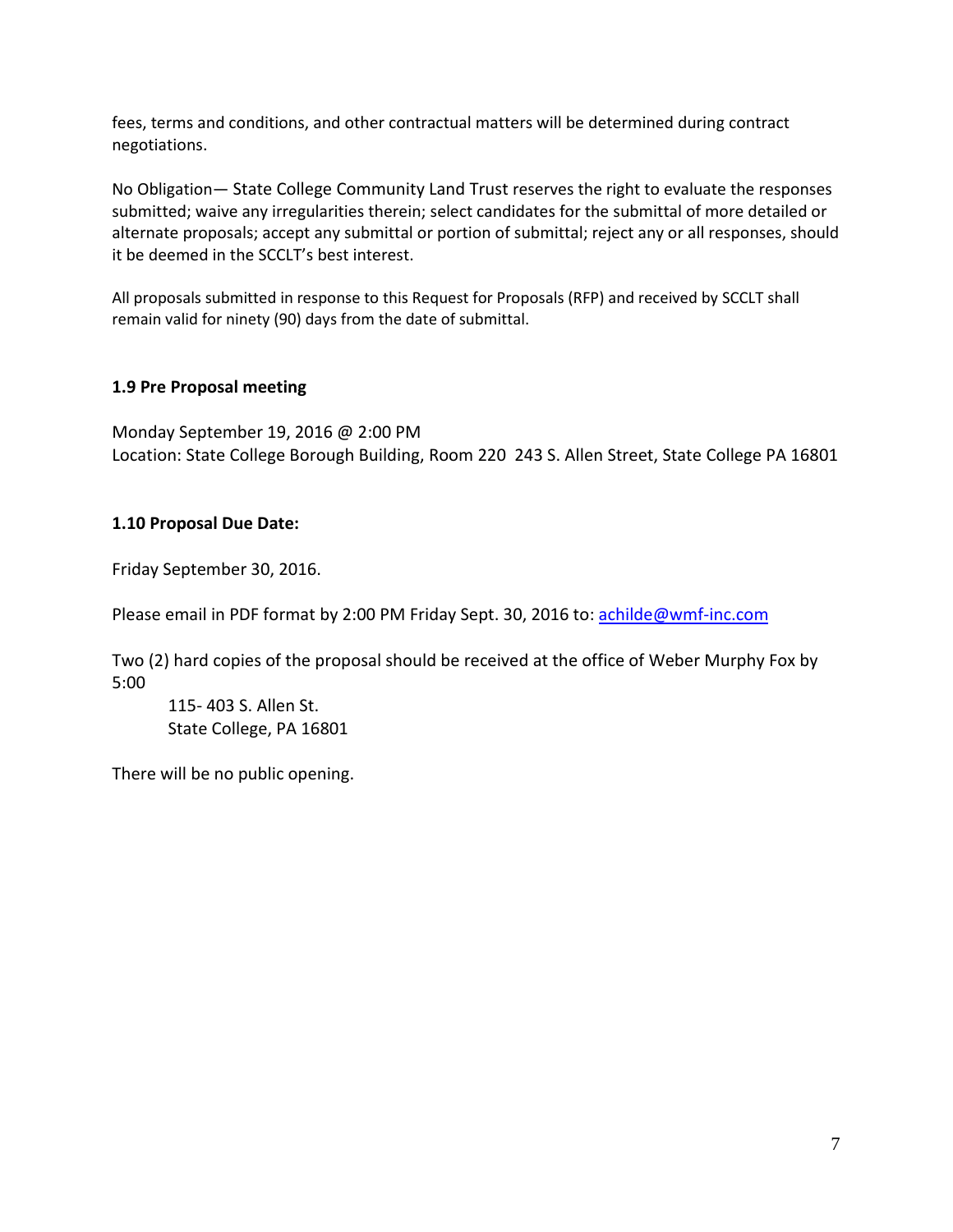fees, terms and conditions, and other contractual matters will be determined during contract negotiations.

No Obligation— State College Community Land Trust reserves the right to evaluate the responses submitted; waive any irregularities therein; select candidates for the submittal of more detailed or alternate proposals; accept any submittal or portion of submittal; reject any or all responses, should it be deemed in the SCCLT's best interest.

All proposals submitted in response to this Request for Proposals (RFP) and received by SCCLT shall remain valid for ninety (90) days from the date of submittal.

### 1.9 Pre Proposal meeting

Monday September 19, 2016 @ 2:00 PM
Location: State College Borough Building, Room 220 243 S. Allen Street, State College PA 16801

### 1.10 Proposal Due Date:

Friday September 30, 2016.

Please email in PDF format by 2:00 PM Friday Sept. 30, 2016 to: [achilde@wmf-inc.com](mailto:achilde@wmf-inc.com)

Two (2) hard copies of the proposal should be received at the office of Weber Murphy Fox by 5:00

115- 403 S. Allen St.
State College, PA 16801

There will be no public opening.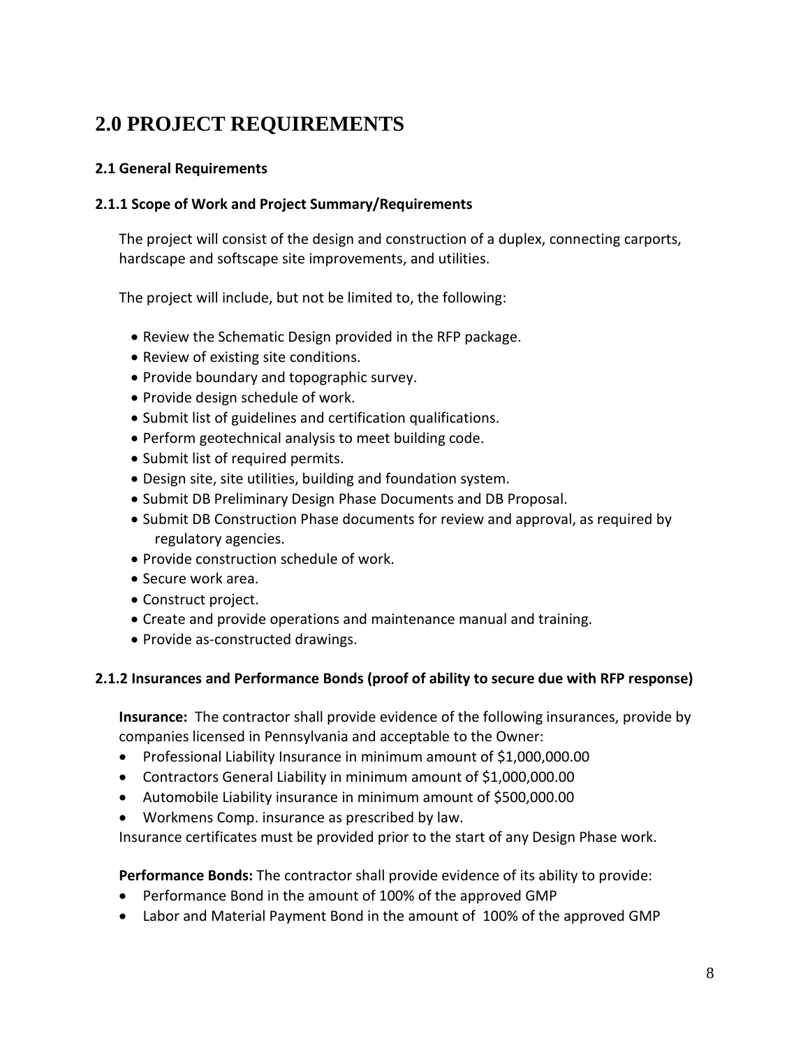# 2.0 PROJECT REQUIREMENTS

### 2.1 General Requirements

#### 2.1.1 Scope of Work and Project Summary/Requirements

The project will consist of the design and construction of a duplex, connecting carports, hardscape and softscape site improvements, and utilities.

The project will include, but not be limited to, the following:

- Review the Schematic Design provided in the RFP package.
- Review of existing site conditions.
- Provide boundary and topographic survey.
- Provide design schedule of work.
- Submit list of guidelines and certification qualifications.
- Perform geotechnical analysis to meet building code.
- Submit list of required permits.
- Design site, site utilities, building and foundation system.
- Submit DB Preliminary Design Phase Documents and DB Proposal.
- Submit DB Construction Phase documents for review and approval, as required by regulatory agencies.
- Provide construction schedule of work.
- Secure work area.
- Construct project.
- Create and provide operations and maintenance manual and training.
- Provide as-constructed drawings.

#### 2.1.2 Insurances and Performance Bonds (proof of ability to secure due with RFP response)

**Insurance:** The contractor shall provide evidence of the following insurances, provide by companies licensed in Pennsylvania and acceptable to the Owner:

- Professional Liability Insurance in minimum amount of $1,000,000.00
- Contractors General Liability in minimum amount of $1,000,000.00
- Automobile Liability insurance in minimum amount of $500,000.00
- Workmens Comp. insurance as prescribed by law.

Insurance certificates must be provided prior to the start of any Design Phase work.

**Performance Bonds:** The contractor shall provide evidence of its ability to provide:

- Performance Bond in the amount of 100% of the approved GMP
- Labor and Material Payment Bond in the amount of 100% of the approved GMP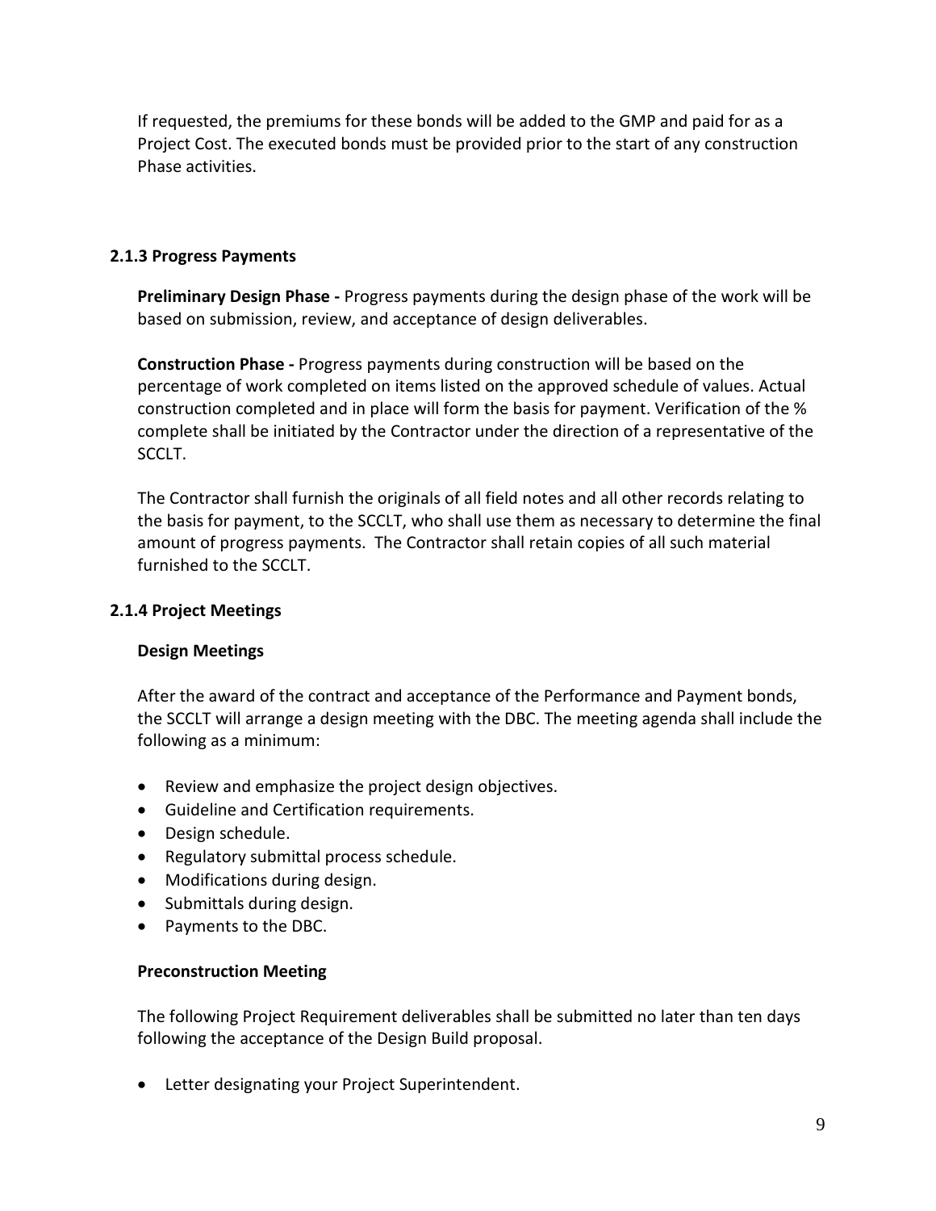If requested, the premiums for these bonds will be added to the GMP and paid for as a Project Cost. The executed bonds must be provided prior to the start of any construction Phase activities.

### 2.1.3 Progress Payments

**Preliminary Design Phase -** Progress payments during the design phase of the work will be based on submission, review, and acceptance of design deliverables.

**Construction Phase -** Progress payments during construction will be based on the percentage of work completed on items listed on the approved schedule of values. Actual construction completed and in place will form the basis for payment. Verification of the % complete shall be initiated by the Contractor under the direction of a representative of the SCCLT.

The Contractor shall furnish the originals of all field notes and all other records relating to the basis for payment, to the SCCLT, who shall use them as necessary to determine the final amount of progress payments. The Contractor shall retain copies of all such material furnished to the SCCLT.

### 2.1.4 Project Meetings

**Design Meetings**

After the award of the contract and acceptance of the Performance and Payment bonds, the SCCLT will arrange a design meeting with the DBC. The meeting agenda shall include the following as a minimum:

- Review and emphasize the project design objectives.
- Guideline and Certification requirements.
- Design schedule.
- Regulatory submittal process schedule.
- Modifications during design.
- Submittals during design.
- Payments to the DBC.

**Preconstruction Meeting**

The following Project Requirement deliverables shall be submitted no later than ten days following the acceptance of the Design Build proposal.

- Letter designating your Project Superintendent.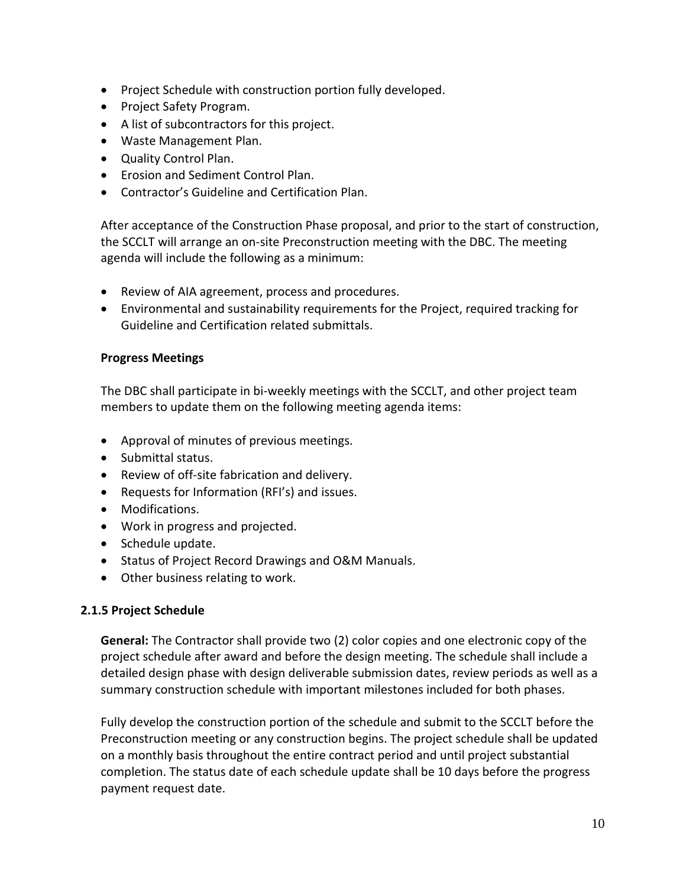- Project Schedule with construction portion fully developed.
- Project Safety Program.
- A list of subcontractors for this project.
- Waste Management Plan.
- Quality Control Plan.
- Erosion and Sediment Control Plan.
- Contractor's Guideline and Certification Plan.

After acceptance of the Construction Phase proposal, and prior to the start of construction, the SCCLT will arrange an on-site Preconstruction meeting with the DBC. The meeting agenda will include the following as a minimum:

- Review of AIA agreement, process and procedures.
- Environmental and sustainability requirements for the Project, required tracking for Guideline and Certification related submittals.

**Progress Meetings**

The DBC shall participate in bi-weekly meetings with the SCCLT, and other project team members to update them on the following meeting agenda items:

- Approval of minutes of previous meetings.
- Submittal status.
- Review of off-site fabrication and delivery.
- Requests for Information (RFI's) and issues.
- Modifications.
- Work in progress and projected.
- Schedule update.
- Status of Project Record Drawings and O&M Manuals.
- Other business relating to work.

### 2.1.5 Project Schedule

**General:** The Contractor shall provide two (2) color copies and one electronic copy of the project schedule after award and before the design meeting. The schedule shall include a detailed design phase with design deliverable submission dates, review periods as well as a summary construction schedule with important milestones included for both phases.

Fully develop the construction portion of the schedule and submit to the SCCLT before the Preconstruction meeting or any construction begins. The project schedule shall be updated on a monthly basis throughout the entire contract period and until project substantial completion. The status date of each schedule update shall be 10 days before the progress payment request date.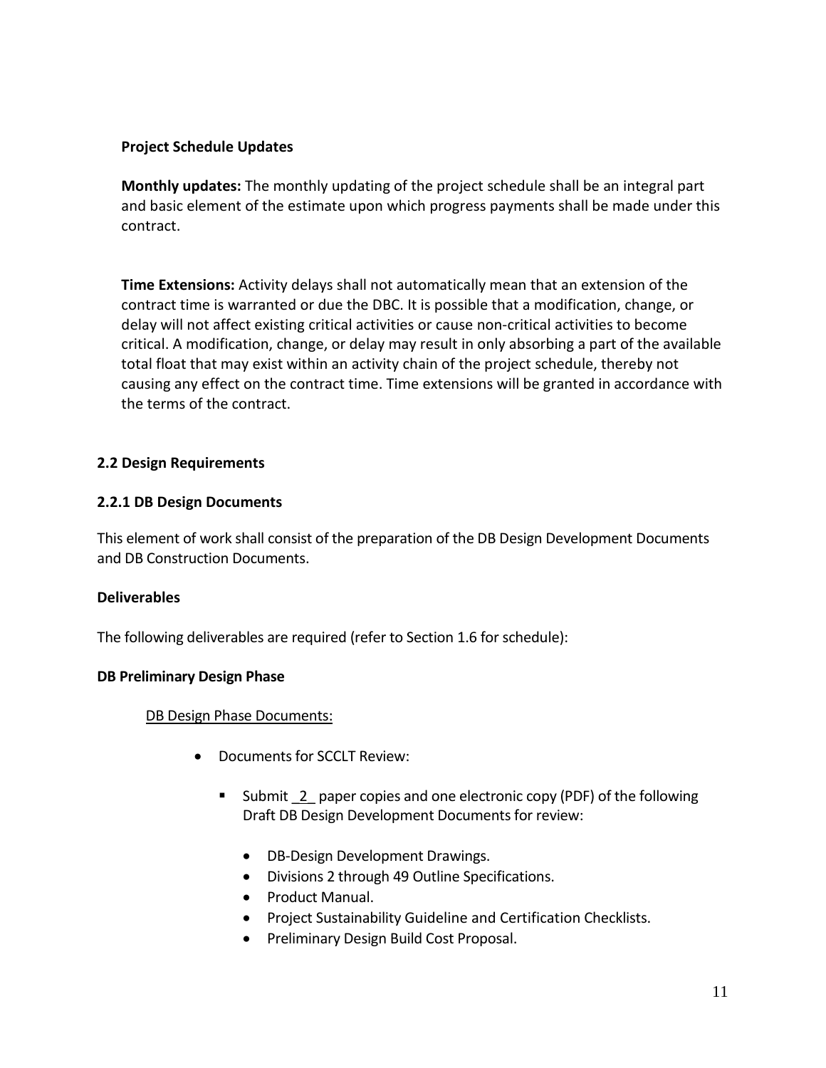**Project Schedule Updates**

**Monthly updates:** The monthly updating of the project schedule shall be an integral part and basic element of the estimate upon which progress payments shall be made under this contract.

**Time Extensions:** Activity delays shall not automatically mean that an extension of the contract time is warranted or due the DBC. It is possible that a modification, change, or delay will not affect existing critical activities or cause non-critical activities to become critical. A modification, change, or delay may result in only absorbing a part of the available total float that may exist within an activity chain of the project schedule, thereby not causing any effect on the contract time. Time extensions will be granted in accordance with the terms of the contract.

### 2.2 Design Requirements

#### 2.2.1 DB Design Documents

This element of work shall consist of the preparation of the DB Design Development Documents and DB Construction Documents.

**Deliverables**

The following deliverables are required (refer to Section 1.6 for schedule):

**DB Preliminary Design Phase**

<u>DB Design Phase Documents:</u>

- Documents for SCCLT Review:
  - Submit _2_ paper copies and one electronic copy (PDF) of the following Draft DB Design Development Documents for review:
    - DB-Design Development Drawings.
    - Divisions 2 through 49 Outline Specifications.
    - Product Manual.
    - Project Sustainability Guideline and Certification Checklists.
    - Preliminary Design Build Cost Proposal.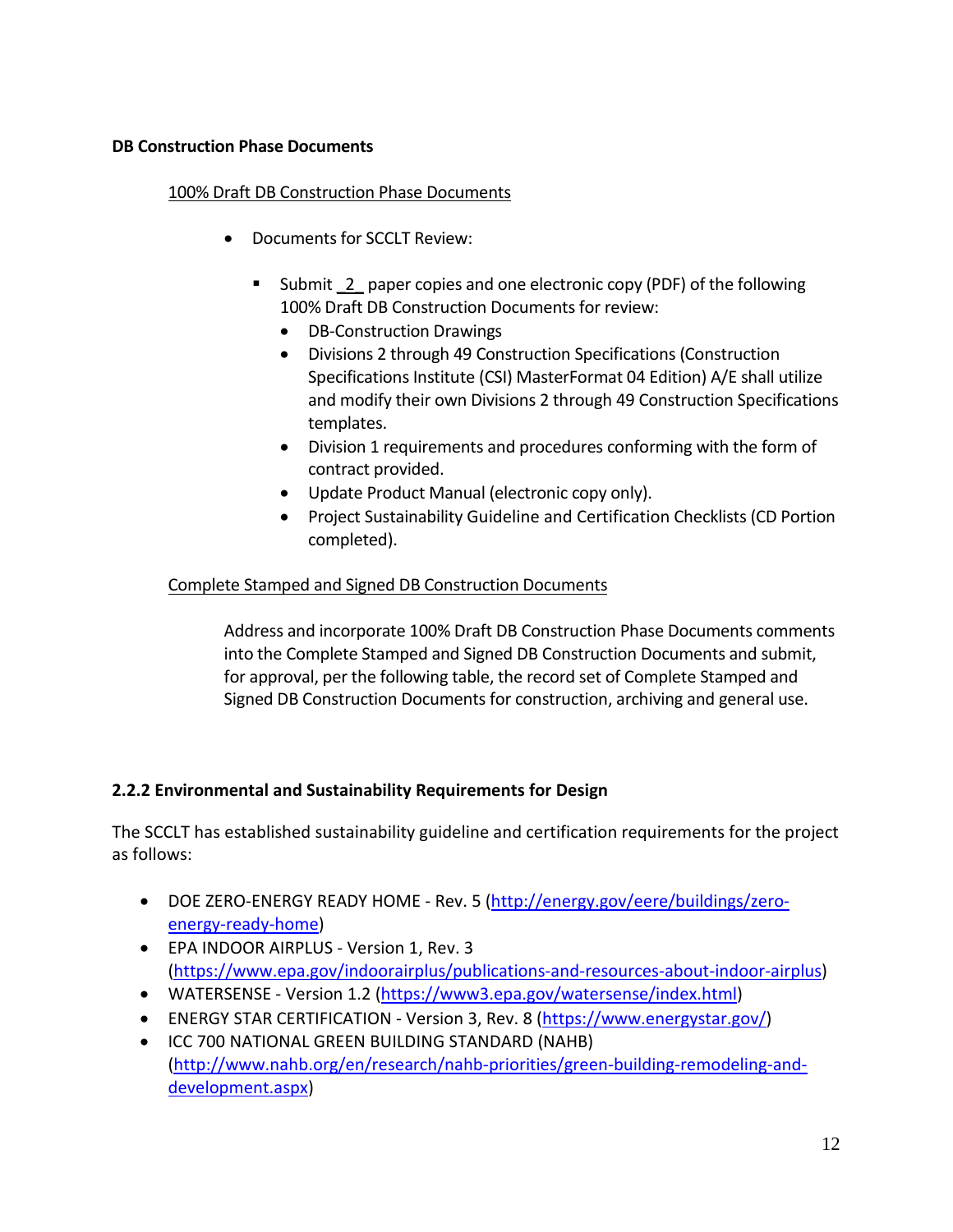**DB Construction Phase Documents**

100% Draft DB Construction Phase Documents

- Documents for SCCLT Review:
  - Submit 2 paper copies and one electronic copy (PDF) of the following 100% Draft DB Construction Documents for review:
    - DB-Construction Drawings
    - Divisions 2 through 49 Construction Specifications (Construction Specifications Institute (CSI) MasterFormat 04 Edition) A/E shall utilize and modify their own Divisions 2 through 49 Construction Specifications templates.
    - Division 1 requirements and procedures conforming with the form of contract provided.
    - Update Product Manual (electronic copy only).
    - Project Sustainability Guideline and Certification Checklists (CD Portion completed).

Complete Stamped and Signed DB Construction Documents

Address and incorporate 100% Draft DB Construction Phase Documents comments into the Complete Stamped and Signed DB Construction Documents and submit, for approval, per the following table, the record set of Complete Stamped and Signed DB Construction Documents for construction, archiving and general use.

### 2.2.2 Environmental and Sustainability Requirements for Design

The SCCLT has established sustainability guideline and certification requirements for the project as follows:

- DOE ZERO-ENERGY READY HOME - Rev. 5 (http://energy.gov/eere/buildings/zero-energy-ready-home)
- EPA INDOOR AIRPLUS - Version 1, Rev. 3 (https://www.epa.gov/indoorairplus/publications-and-resources-about-indoor-airplus)
- WATERSENSE - Version 1.2 (https://www3.epa.gov/watersense/index.html)
- ENERGY STAR CERTIFICATION - Version 3, Rev. 8 (https://www.energystar.gov/)
- ICC 700 NATIONAL GREEN BUILDING STANDARD (NAHB) (http://www.nahb.org/en/research/nahb-priorities/green-building-remodeling-and-development.aspx)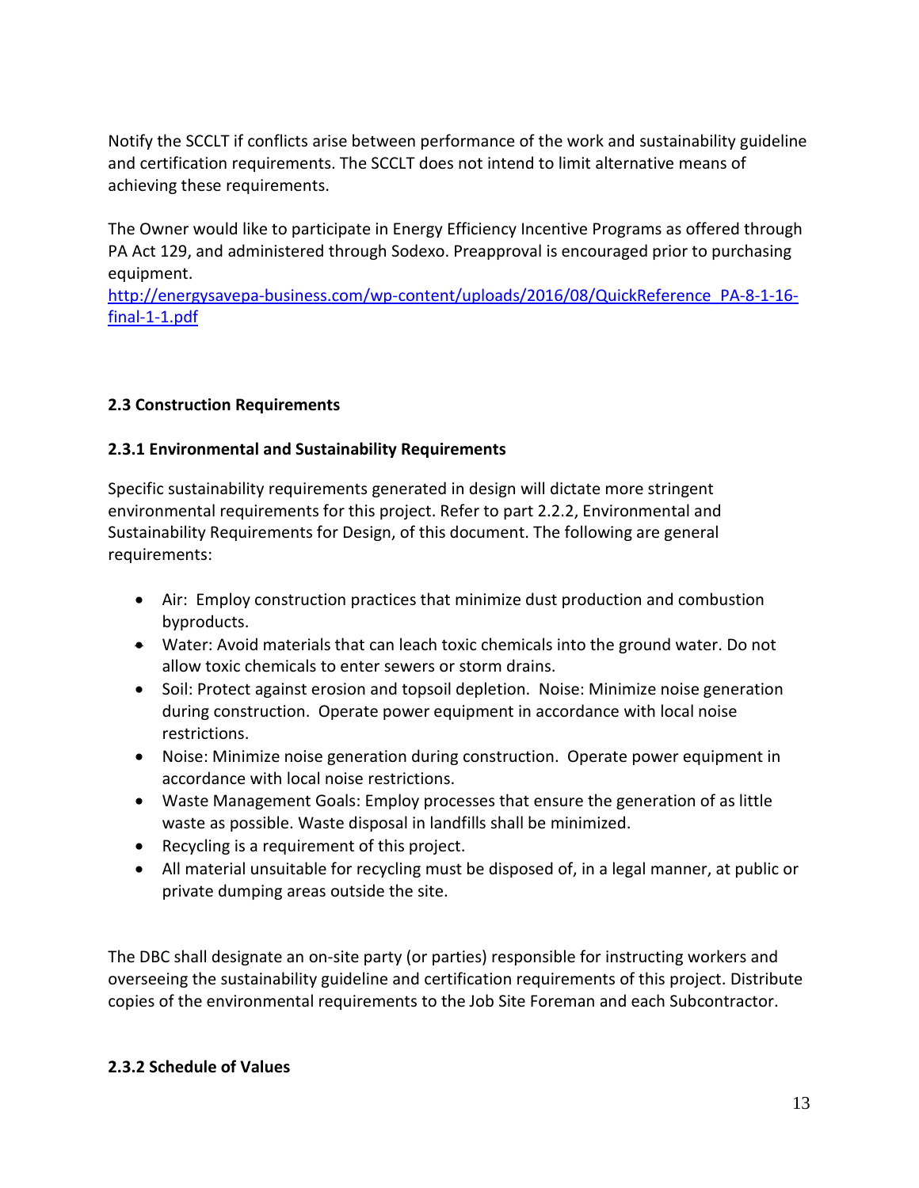Notify the SCCLT if conflicts arise between performance of the work and sustainability guideline and certification requirements. The SCCLT does not intend to limit alternative means of achieving these requirements.

The Owner would like to participate in Energy Efficiency Incentive Programs as offered through PA Act 129, and administered through Sodexo. Preapproval is encouraged prior to purchasing equipment.
[http://energysavepa-business.com/wp-content/uploads/2016/08/QuickReference_PA-8-1-16-final-1-1.pdf](http://energysavepa-business.com/wp-content/uploads/2016/08/QuickReference_PA-8-1-16-final-1-1.pdf)

### 2.3 Construction Requirements

#### 2.3.1 Environmental and Sustainability Requirements

Specific sustainability requirements generated in design will dictate more stringent environmental requirements for this project. Refer to part 2.2.2, Environmental and Sustainability Requirements for Design, of this document. The following are general requirements:

- Air: Employ construction practices that minimize dust production and combustion byproducts.
- Water: Avoid materials that can leach toxic chemicals into the ground water. Do not allow toxic chemicals to enter sewers or storm drains.
- Soil: Protect against erosion and topsoil depletion. Noise: Minimize noise generation during construction. Operate power equipment in accordance with local noise restrictions.
- Noise: Minimize noise generation during construction. Operate power equipment in accordance with local noise restrictions.
- Waste Management Goals: Employ processes that ensure the generation of as little waste as possible. Waste disposal in landfills shall be minimized.
- Recycling is a requirement of this project.
- All material unsuitable for recycling must be disposed of, in a legal manner, at public or private dumping areas outside the site.

The DBC shall designate an on-site party (or parties) responsible for instructing workers and overseeing the sustainability guideline and certification requirements of this project. Distribute copies of the environmental requirements to the Job Site Foreman and each Subcontractor.

#### 2.3.2 Schedule of Values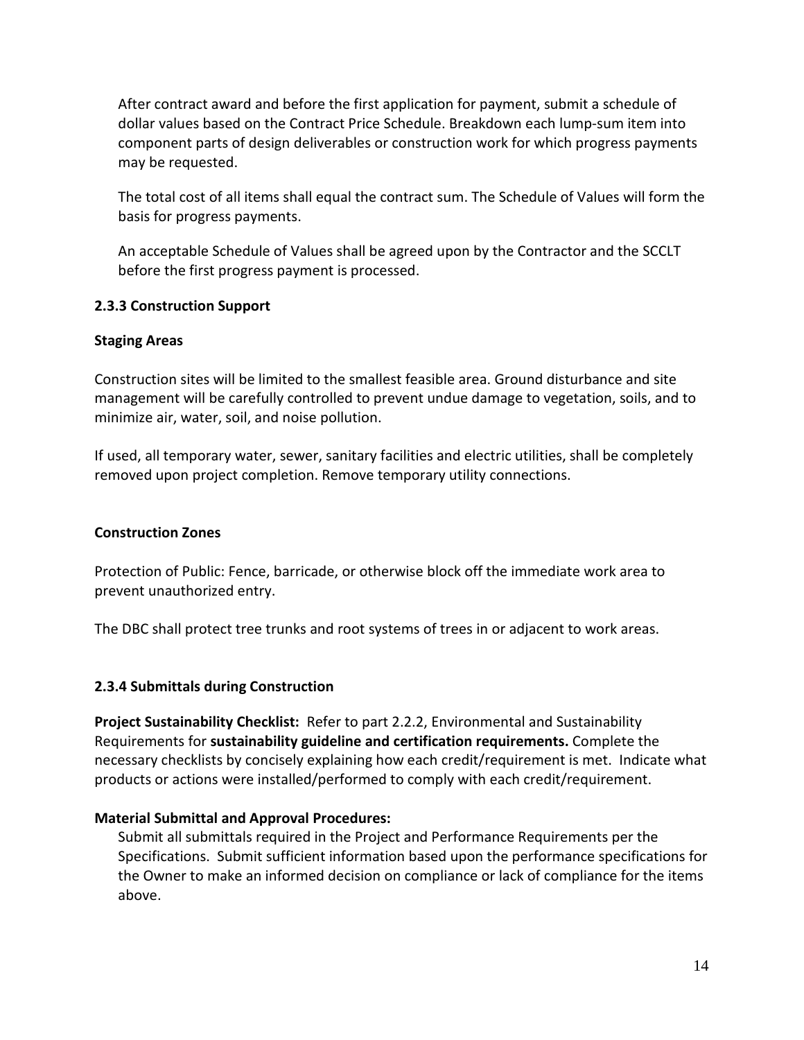After contract award and before the first application for payment, submit a schedule of dollar values based on the Contract Price Schedule. Breakdown each lump-sum item into component parts of design deliverables or construction work for which progress payments may be requested.

The total cost of all items shall equal the contract sum. The Schedule of Values will form the basis for progress payments.

An acceptable Schedule of Values shall be agreed upon by the Contractor and the SCCLT before the first progress payment is processed.

### 2.3.3 Construction Support

**Staging Areas**

Construction sites will be limited to the smallest feasible area. Ground disturbance and site management will be carefully controlled to prevent undue damage to vegetation, soils, and to minimize air, water, soil, and noise pollution.

If used, all temporary water, sewer, sanitary facilities and electric utilities, shall be completely removed upon project completion. Remove temporary utility connections.

**Construction Zones**

Protection of Public: Fence, barricade, or otherwise block off the immediate work area to prevent unauthorized entry.

The DBC shall protect tree trunks and root systems of trees in or adjacent to work areas.

### 2.3.4 Submittals during Construction

**Project Sustainability Checklist:** Refer to part 2.2.2, Environmental and Sustainability Requirements for **sustainability guideline and certification requirements.** Complete the necessary checklists by concisely explaining how each credit/requirement is met. Indicate what products or actions were installed/performed to comply with each credit/requirement.

**Material Submittal and Approval Procedures:**

Submit all submittals required in the Project and Performance Requirements per the Specifications. Submit sufficient information based upon the performance specifications for the Owner to make an informed decision on compliance or lack of compliance for the items above.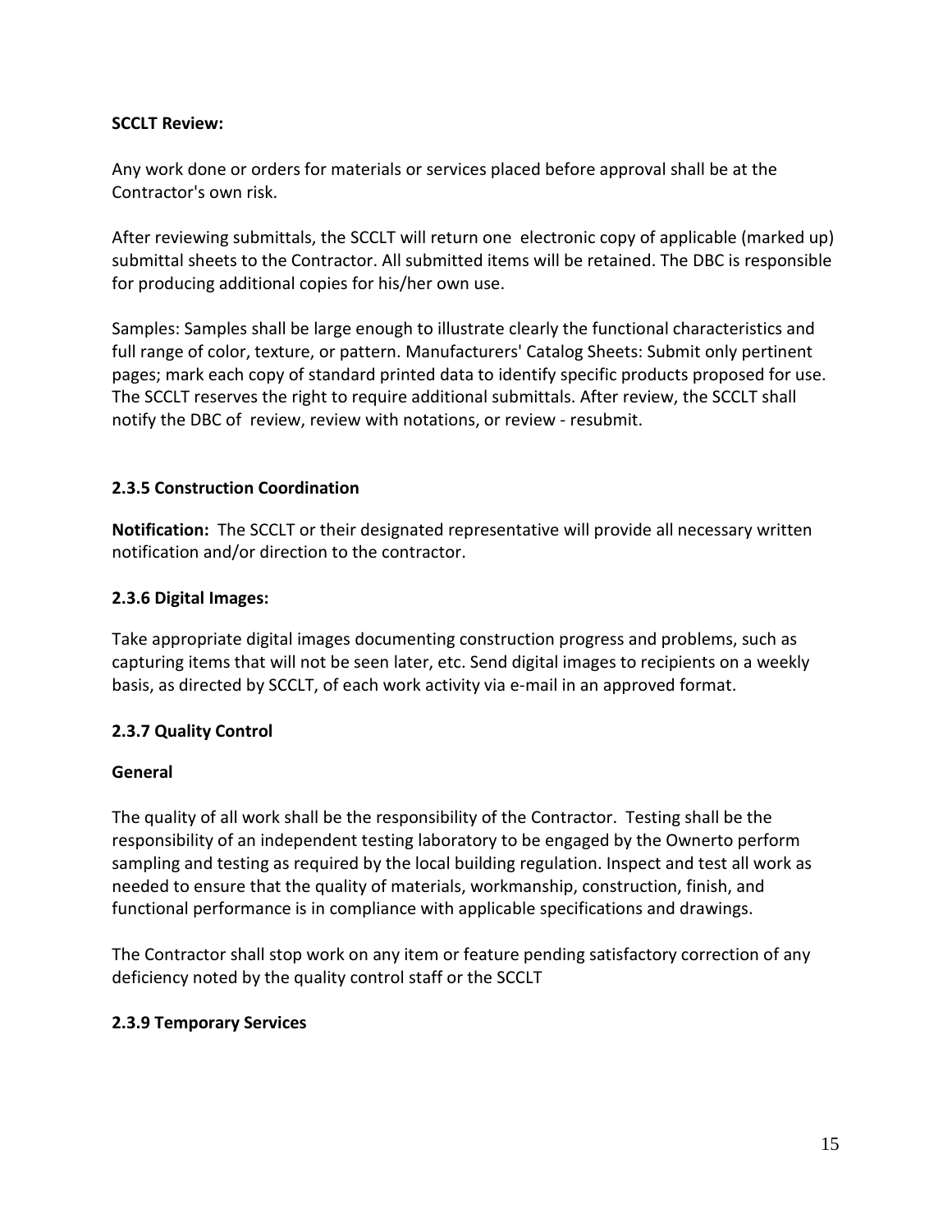**SCCLT Review:**

Any work done or orders for materials or services placed before approval shall be at the Contractor's own risk.

After reviewing submittals, the SCCLT will return one electronic copy of applicable (marked up) submittal sheets to the Contractor. All submitted items will be retained. The DBC is responsible for producing additional copies for his/her own use.

Samples: Samples shall be large enough to illustrate clearly the functional characteristics and full range of color, texture, or pattern. Manufacturers' Catalog Sheets: Submit only pertinent pages; mark each copy of standard printed data to identify specific products proposed for use. The SCCLT reserves the right to require additional submittals. After review, the SCCLT shall notify the DBC of review, review with notations, or review - resubmit.

### 2.3.5 Construction Coordination

**Notification:** The SCCLT or their designated representative will provide all necessary written notification and/or direction to the contractor.

### 2.3.6 Digital Images:

Take appropriate digital images documenting construction progress and problems, such as capturing items that will not be seen later, etc. Send digital images to recipients on a weekly basis, as directed by SCCLT, of each work activity via e-mail in an approved format.

### 2.3.7 Quality Control

**General**

The quality of all work shall be the responsibility of the Contractor. Testing shall be the responsibility of an independent testing laboratory to be engaged by the Ownerto perform sampling and testing as required by the local building regulation. Inspect and test all work as needed to ensure that the quality of materials, workmanship, construction, finish, and functional performance is in compliance with applicable specifications and drawings.

The Contractor shall stop work on any item or feature pending satisfactory correction of any deficiency noted by the quality control staff or the SCCLT

### 2.3.9 Temporary Services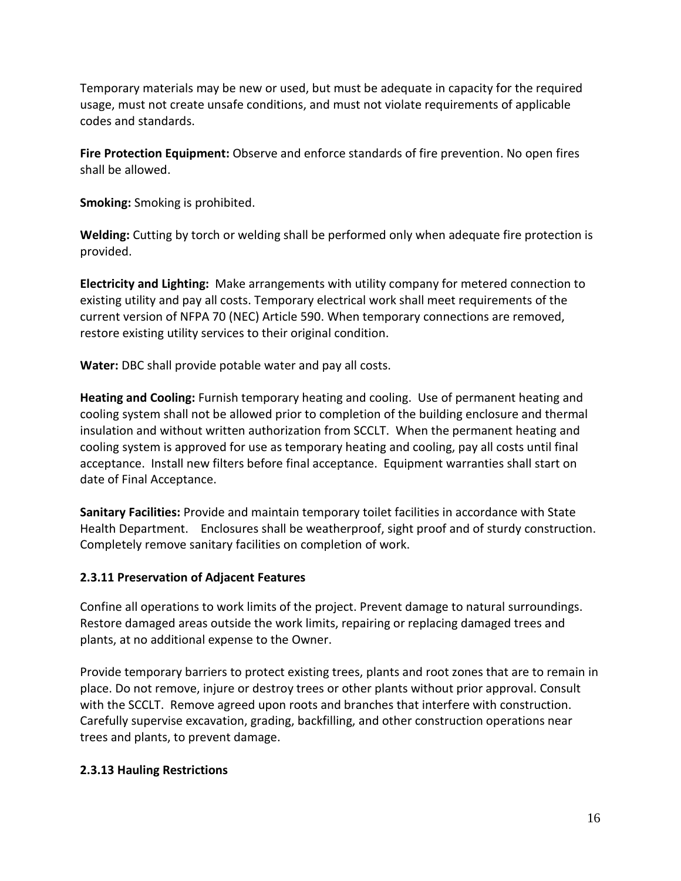Temporary materials may be new or used, but must be adequate in capacity for the required usage, must not create unsafe conditions, and must not violate requirements of applicable codes and standards.

**Fire Protection Equipment:** Observe and enforce standards of fire prevention. No open fires shall be allowed.

**Smoking:** Smoking is prohibited.

**Welding:** Cutting by torch or welding shall be performed only when adequate fire protection is provided.

**Electricity and Lighting:** Make arrangements with utility company for metered connection to existing utility and pay all costs. Temporary electrical work shall meet requirements of the current version of NFPA 70 (NEC) Article 590. When temporary connections are removed, restore existing utility services to their original condition.

**Water:** DBC shall provide potable water and pay all costs.

**Heating and Cooling:** Furnish temporary heating and cooling. Use of permanent heating and cooling system shall not be allowed prior to completion of the building enclosure and thermal insulation and without written authorization from SCCLT. When the permanent heating and cooling system is approved for use as temporary heating and cooling, pay all costs until final acceptance. Install new filters before final acceptance. Equipment warranties shall start on date of Final Acceptance.

**Sanitary Facilities:** Provide and maintain temporary toilet facilities in accordance with State Health Department. Enclosures shall be weatherproof, sight proof and of sturdy construction. Completely remove sanitary facilities on completion of work.

### 2.3.11 Preservation of Adjacent Features

Confine all operations to work limits of the project. Prevent damage to natural surroundings. Restore damaged areas outside the work limits, repairing or replacing damaged trees and plants, at no additional expense to the Owner.

Provide temporary barriers to protect existing trees, plants and root zones that are to remain in place. Do not remove, injure or destroy trees or other plants without prior approval. Consult with the SCCLT. Remove agreed upon roots and branches that interfere with construction. Carefully supervise excavation, grading, backfilling, and other construction operations near trees and plants, to prevent damage.

### 2.3.13 Hauling Restrictions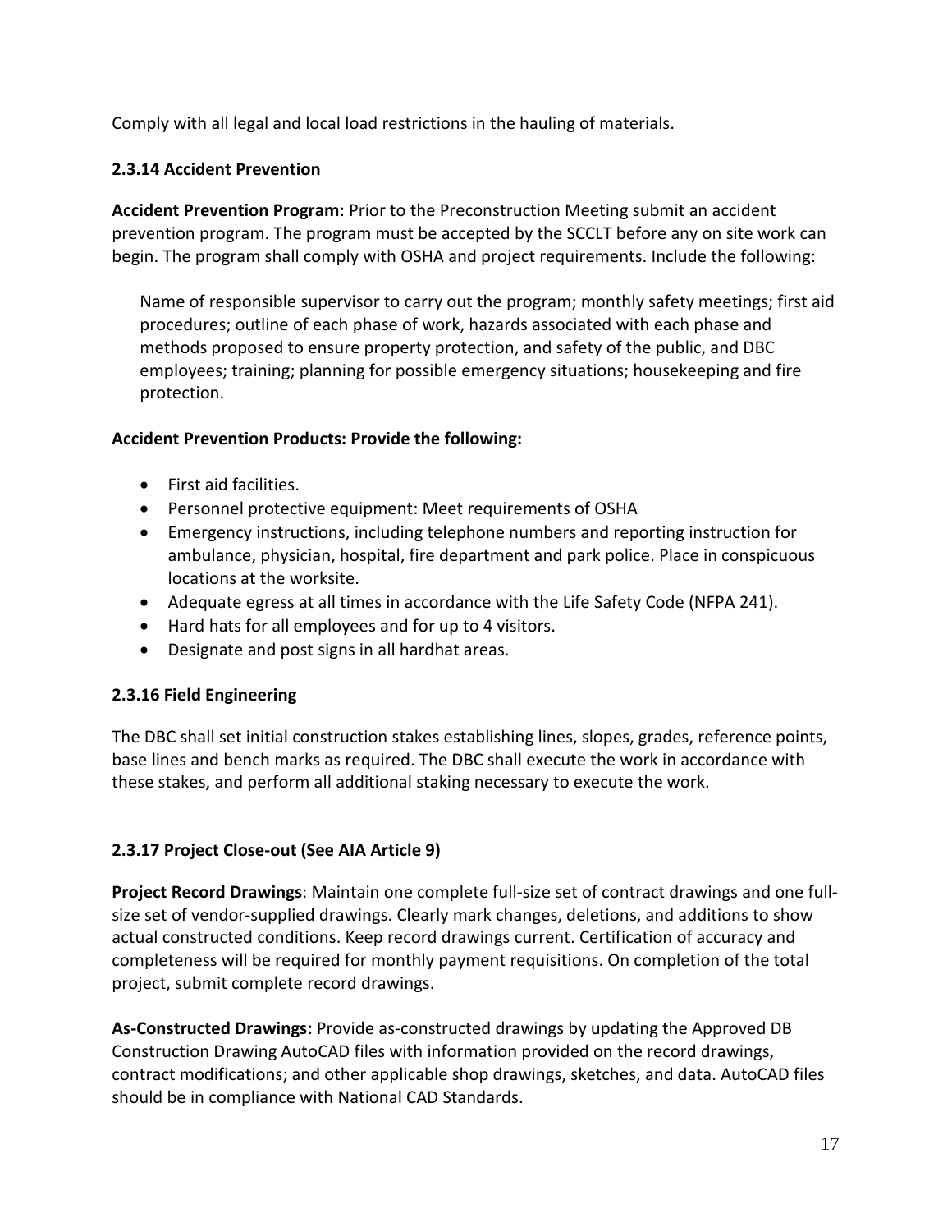Comply with all legal and local load restrictions in the hauling of materials.

### 2.3.14 Accident Prevention

**Accident Prevention Program:** Prior to the Preconstruction Meeting submit an accident prevention program. The program must be accepted by the SCCLT before any on site work can begin. The program shall comply with OSHA and project requirements. Include the following:

> Name of responsible supervisor to carry out the program; monthly safety meetings; first aid procedures; outline of each phase of work, hazards associated with each phase and methods proposed to ensure property protection, and safety of the public, and DBC employees; training; planning for possible emergency situations; housekeeping and fire protection.

**Accident Prevention Products: Provide the following:**

- First aid facilities.
- Personnel protective equipment: Meet requirements of OSHA
- Emergency instructions, including telephone numbers and reporting instruction for ambulance, physician, hospital, fire department and park police. Place in conspicuous locations at the worksite.
- Adequate egress at all times in accordance with the Life Safety Code (NFPA 241).
- Hard hats for all employees and for up to 4 visitors.
- Designate and post signs in all hardhat areas.

### 2.3.16 Field Engineering

The DBC shall set initial construction stakes establishing lines, slopes, grades, reference points, base lines and bench marks as required. The DBC shall execute the work in accordance with these stakes, and perform all additional staking necessary to execute the work.

### 2.3.17 Project Close-out (See AIA Article 9)

**Project Record Drawings**: Maintain one complete full-size set of contract drawings and one full-size set of vendor-supplied drawings. Clearly mark changes, deletions, and additions to show actual constructed conditions. Keep record drawings current. Certification of accuracy and completeness will be required for monthly payment requisitions. On completion of the total project, submit complete record drawings.

**As-Constructed Drawings:** Provide as-constructed drawings by updating the Approved DB Construction Drawing AutoCAD files with information provided on the record drawings, contract modifications; and other applicable shop drawings, sketches, and data. AutoCAD files should be in compliance with National CAD Standards.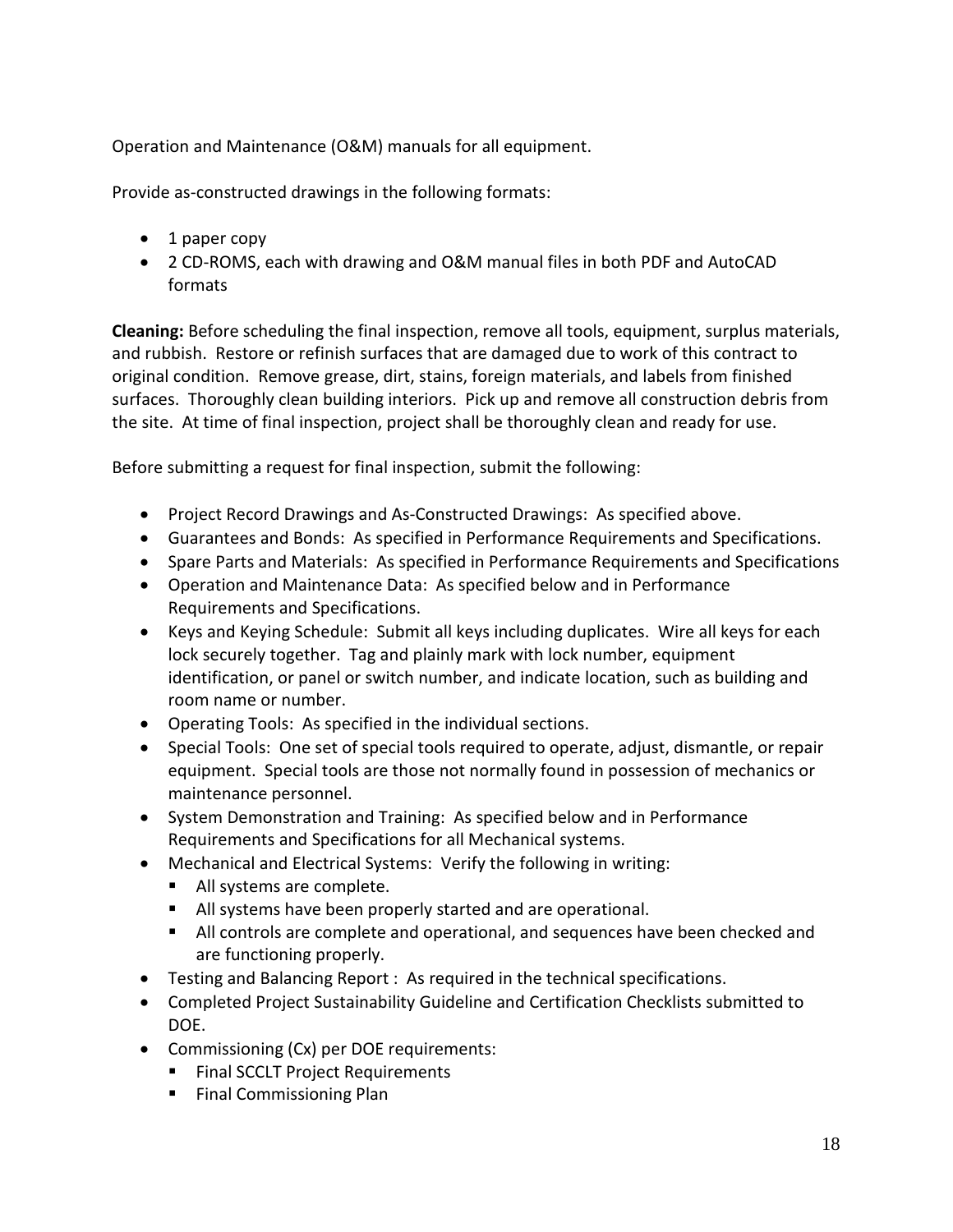Operation and Maintenance (O&M) manuals for all equipment.

Provide as-constructed drawings in the following formats:

- 1 paper copy
- 2 CD-ROMS, each with drawing and O&M manual files in both PDF and AutoCAD formats

**Cleaning:** Before scheduling the final inspection, remove all tools, equipment, surplus materials, and rubbish. Restore or refinish surfaces that are damaged due to work of this contract to original condition. Remove grease, dirt, stains, foreign materials, and labels from finished surfaces. Thoroughly clean building interiors. Pick up and remove all construction debris from the site. At time of final inspection, project shall be thoroughly clean and ready for use.

Before submitting a request for final inspection, submit the following:

- Project Record Drawings and As-Constructed Drawings: As specified above.
- Guarantees and Bonds: As specified in Performance Requirements and Specifications.
- Spare Parts and Materials: As specified in Performance Requirements and Specifications
- Operation and Maintenance Data: As specified below and in Performance Requirements and Specifications.
- Keys and Keying Schedule: Submit all keys including duplicates. Wire all keys for each lock securely together. Tag and plainly mark with lock number, equipment identification, or panel or switch number, and indicate location, such as building and room name or number.
- Operating Tools: As specified in the individual sections.
- Special Tools: One set of special tools required to operate, adjust, dismantle, or repair equipment. Special tools are those not normally found in possession of mechanics or maintenance personnel.
- System Demonstration and Training: As specified below and in Performance Requirements and Specifications for all Mechanical systems.
- Mechanical and Electrical Systems: Verify the following in writing:
  - All systems are complete.
  - All systems have been properly started and are operational.
  - All controls are complete and operational, and sequences have been checked and are functioning properly.
- Testing and Balancing Report : As required in the technical specifications.
- Completed Project Sustainability Guideline and Certification Checklists submitted to DOE.
- Commissioning (Cx) per DOE requirements:
  - Final SCCLT Project Requirements
  - Final Commissioning Plan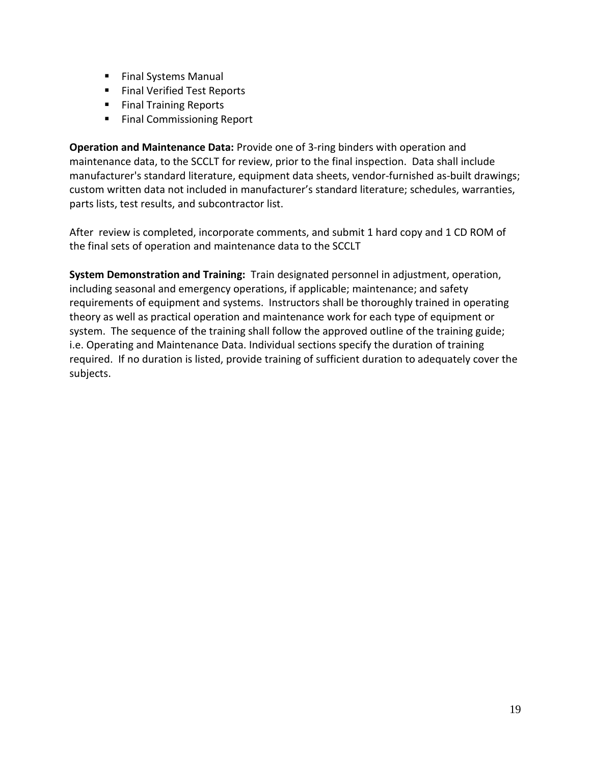- Final Systems Manual
- Final Verified Test Reports
- Final Training Reports
- Final Commissioning Report

**Operation and Maintenance Data:** Provide one of 3-ring binders with operation and maintenance data, to the SCCLT for review, prior to the final inspection. Data shall include manufacturer's standard literature, equipment data sheets, vendor-furnished as-built drawings; custom written data not included in manufacturer's standard literature; schedules, warranties, parts lists, test results, and subcontractor list.

After review is completed, incorporate comments, and submit 1 hard copy and 1 CD ROM of the final sets of operation and maintenance data to the SCCLT

**System Demonstration and Training:** Train designated personnel in adjustment, operation, including seasonal and emergency operations, if applicable; maintenance; and safety requirements of equipment and systems. Instructors shall be thoroughly trained in operating theory as well as practical operation and maintenance work for each type of equipment or system. The sequence of the training shall follow the approved outline of the training guide; i.e. Operating and Maintenance Data. Individual sections specify the duration of training required. If no duration is listed, provide training of sufficient duration to adequately cover the subjects.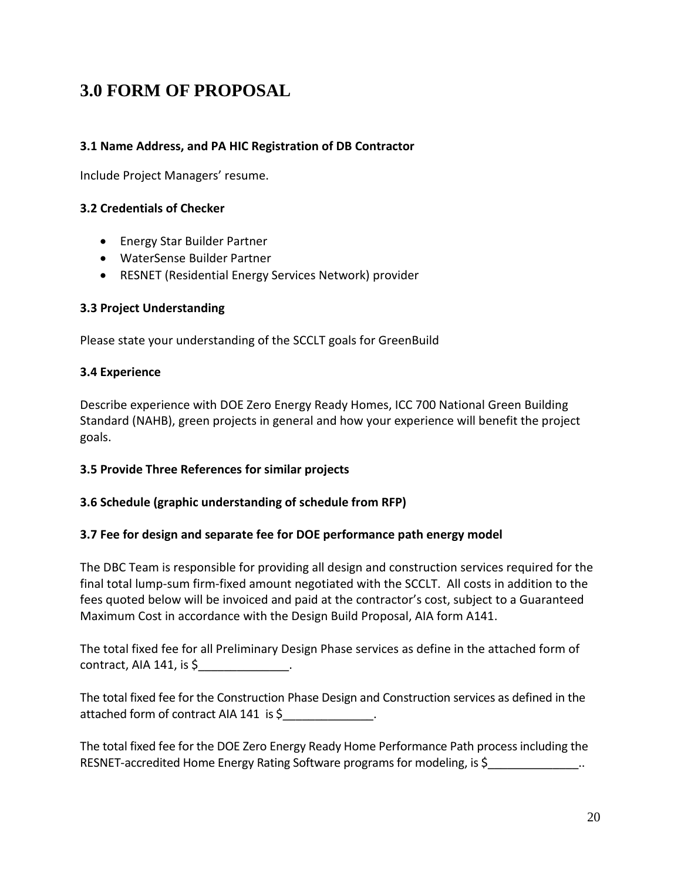# 3.0 FORM OF PROPOSAL

### 3.1 Name Address, and PA HIC Registration of DB Contractor

Include Project Managers' resume.

### 3.2 Credentials of Checker

- Energy Star Builder Partner
- WaterSense Builder Partner
- RESNET (Residential Energy Services Network) provider

### 3.3 Project Understanding

Please state your understanding of the SCCLT goals for GreenBuild

### 3.4 Experience

Describe experience with DOE Zero Energy Ready Homes, ICC 700 National Green Building Standard (NAHB), green projects in general and how your experience will benefit the project goals.

### 3.5 Provide Three References for similar projects

### 3.6 Schedule (graphic understanding of schedule from RFP)

### 3.7 Fee for design and separate fee for DOE performance path energy model

The DBC Team is responsible for providing all design and construction services required for the final total lump-sum firm-fixed amount negotiated with the SCCLT. All costs in addition to the fees quoted below will be invoiced and paid at the contractor's cost, subject to a Guaranteed Maximum Cost in accordance with the Design Build Proposal, AIA form A141.

The total fixed fee for all Preliminary Design Phase services as define in the attached form of contract, AIA 141, is $______________.

The total fixed fee for the Construction Phase Design and Construction services as defined in the attached form of contract AIA 141 is $______________.

The total fixed fee for the DOE Zero Energy Ready Home Performance Path process including the RESNET-accredited Home Energy Rating Software programs for modeling, is $______________..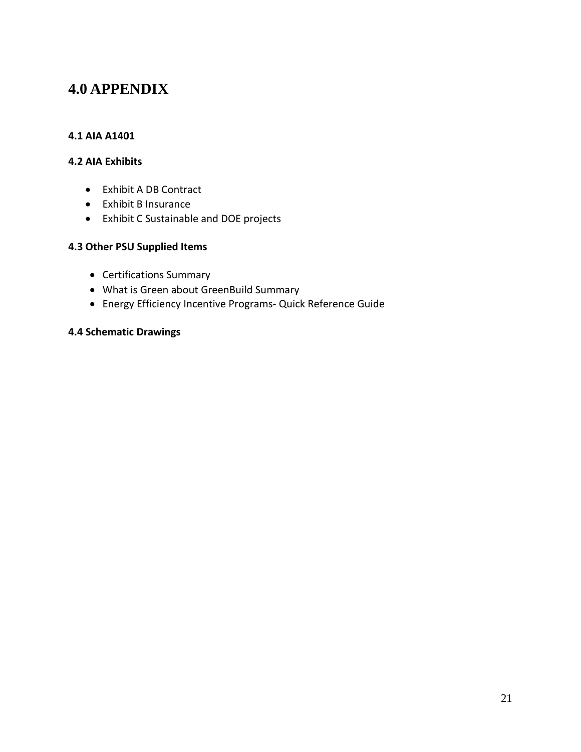# 4.0 APPENDIX

### 4.1 AIA A1401

### 4.2 AIA Exhibits

- Exhibit A DB Contract
- Exhibit B Insurance
- Exhibit C Sustainable and DOE projects

### 4.3 Other PSU Supplied Items

- Certifications Summary
- What is Green about GreenBuild Summary
- Energy Efficiency Incentive Programs- Quick Reference Guide

### 4.4 Schematic Drawings